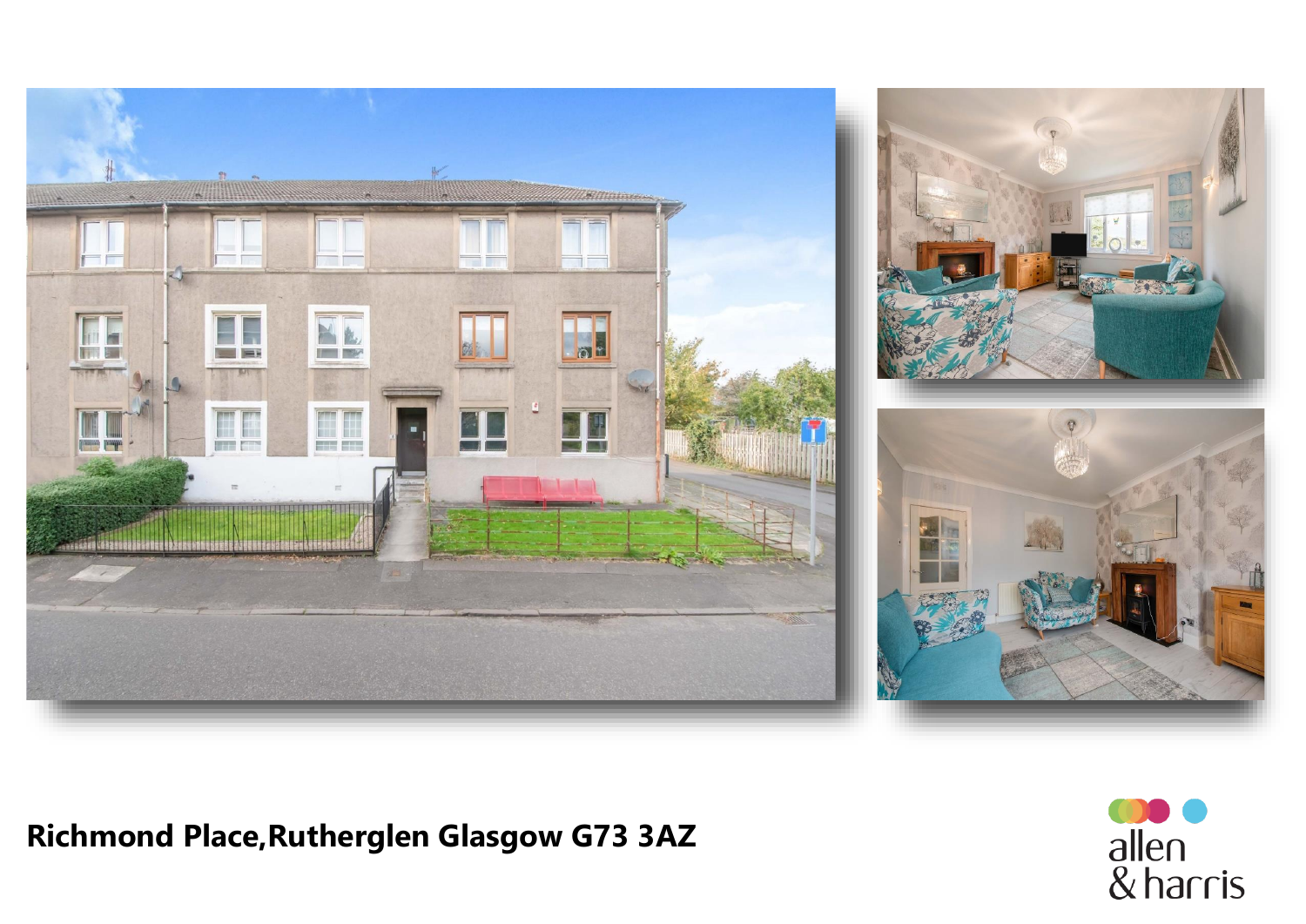**Richmond Place,Rutherglen Glasgow G73 3AZ**

allen & harris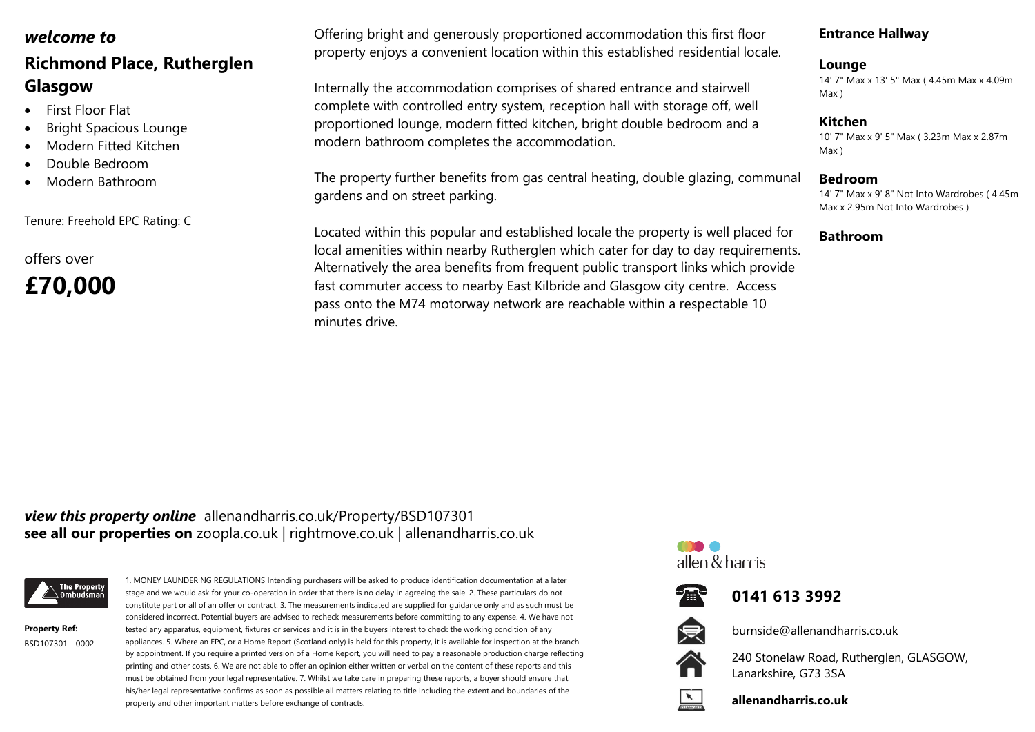*welcome to*

## Richmond Place, Rutherglen Glasgow

- First Floor Flat
- Bright Spacious Lounge
- Modern Fitted Kitchen
- Double Bedroom
- Modern Bathroom

Tenure: Freehold EPC Rating: C

offers over

# £70,000

Offering bright and generously proportioned accommodation this first floor property enjoys a convenient location within this established residential locale.

Internally the accommodation comprises of shared entrance and stairwell complete with controlled entry system, reception hall with storage off, well proportioned lounge, modern fitted kitchen, bright double bedroom and a modern bathroom completes the accommodation.

The property further benefits from gas central heating, double glazing, communal gardens and on street parking.

Located within this popular and established locale the property is well placed for local amenities within nearby Rutherglen which cater for day to day requirements. Alternatively the area benefits from frequent public transport links which provide fast commuter access to nearby East Kilbride and Glasgow city centre. Access pass onto the M74 motorway network are reachable within a respectable 10 minutes drive.

**Entrance Hallway**

**Lounge**
14' 7" Max x 13' 5" Max ( 4.45m Max x 4.09m Max )

**Kitchen**
10' 7" Max x 9' 5" Max ( 3.23m Max x 2.87m Max )

**Bedroom**
14' 7" Max x 9' 8" Not Into Wardrobes ( 4.45m Max x 2.95m Not Into Wardrobes )

**Bathroom**

***view this property online*** allenandharris.co.uk/Property/BSD107301
**see all our properties on** zoopla.co.uk | rightmove.co.uk | allenandharris.co.uk

The Property Ombudsman

**Property Ref:**
BSD107301 - 0002

1. MONEY LAUNDERING REGULATIONS Intending purchasers will be asked to produce identification documentation at a later stage and we would ask for your co-operation in order that there is no delay in agreeing the sale. 2. These particulars do not constitute part or all of an offer or contract. 3. The measurements indicated are supplied for guidance only and as such must be considered incorrect. Potential buyers are advised to recheck measurements before committing to any expense. 4. We have not tested any apparatus, equipment, fixtures or services and it is in the buyers interest to check the working condition of any appliances. 5. Where an EPC, or a Home Report (Scotland only) is held for this property, it is available for inspection at the branch by appointment. If you require a printed version of a Home Report, you will need to pay a reasonable production charge reflecting printing and other costs. 6. We are not able to offer an opinion either written or verbal on the content of these reports and this must be obtained from your legal representative. 7. Whilst we take care in preparing these reports, a buyer should ensure that his/her legal representative confirms as soon as possible all matters relating to title including the extent and boundaries of the property and other important matters before exchange of contracts.

allen & harris

**0141 613 3992**

burnside@allenandharris.co.uk

240 Stonelaw Road, Rutherglen, GLASGOW, Lanarkshire, G73 3SA

**allenandharris.co.uk**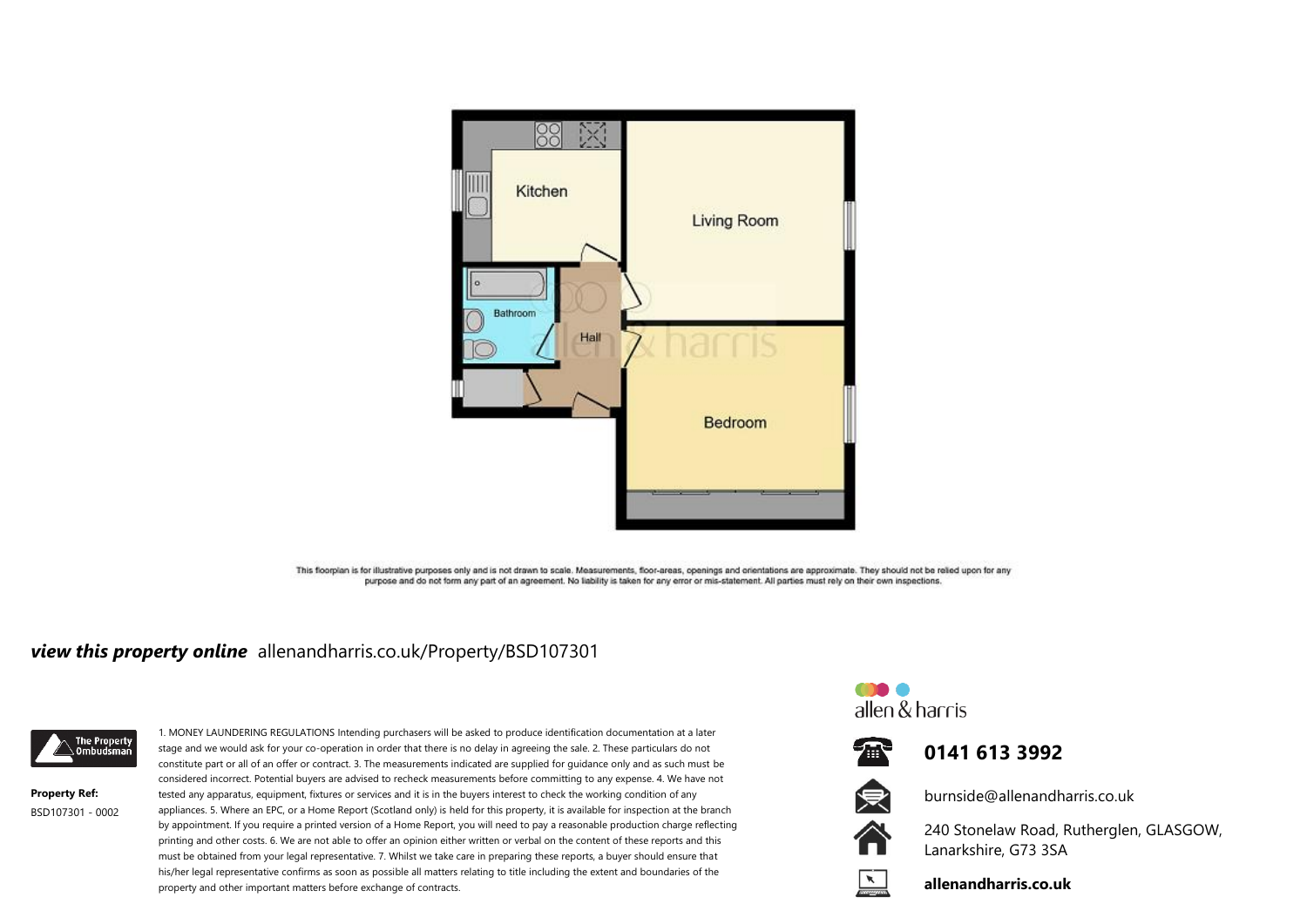Kitchen

Living Room

Bathroom

Hall

Bedroom

This floorplan is for illustrative purposes only and is not drawn to scale. Measurements, floor-areas, openings and orientations are approximate. They should not be relied upon for any purpose and do not form any part of an agreement. No liability is taken for any error or mis-statement. All parties must rely on their own inspections.

***view this property online*** allenandharris.co.uk/Property/BSD107301

The Property Ombudsman

**Property Ref:**
BSD107301 - 0002

1. MONEY LAUNDERING REGULATIONS Intending purchasers will be asked to produce identification documentation at a later stage and we would ask for your co-operation in order that there is no delay in agreeing the sale. 2. These particulars do not constitute part or all of an offer or contract. 3. The measurements indicated are supplied for guidance only and as such must be considered incorrect. Potential buyers are advised to recheck measurements before committing to any expense. 4. We have not tested any apparatus, equipment, fixtures or services and it is in the buyers interest to check the working condition of any appliances. 5. Where an EPC, or a Home Report (Scotland only) is held for this property, it is available for inspection at the branch by appointment. If you require a printed version of a Home Report, you will need to pay a reasonable production charge reflecting printing and other costs. 6. We are not able to offer an opinion either written or verbal on the content of these reports and this must be obtained from your legal representative. 7. Whilst we take care in preparing these reports, a buyer should ensure that his/her legal representative confirms as soon as possible all matters relating to title including the extent and boundaries of the property and other important matters before exchange of contracts.

allen & harris

**0141 613 3992**

burnside@allenandharris.co.uk

240 Stonelaw Road, Rutherglen, GLASGOW, Lanarkshire, G73 3SA

**allenandharris.co.uk**